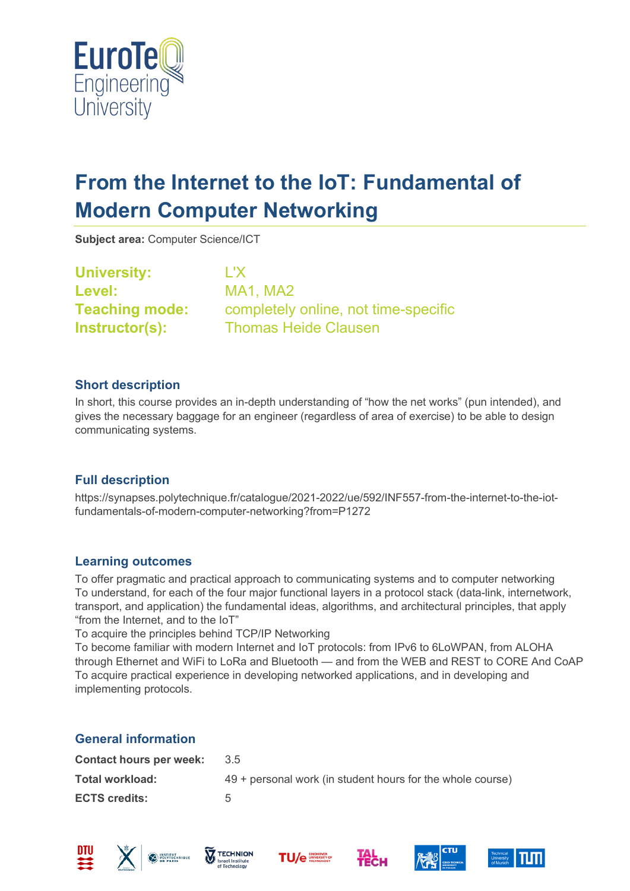# From the Internet to the IoT: Fundamental of Modern Computer Networking

**Subject area:** Computer Science/ICT

| | |
|---|---|
| **University:** | L'X |
| **Level:** | MA1, MA2 |
| **Teaching mode:** | completely online, not time-specific |
| **Instructor(s):** | Thomas Heide Clausen |

## Short description

In short, this course provides an in-depth understanding of "how the net works" (pun intended), and gives the necessary baggage for an engineer (regardless of area of exercise) to be able to design communicating systems.

## Full description

https://synapses.polytechnique.fr/catalogue/2021-2022/ue/592/INF557-from-the-internet-to-the-iot-fundamentals-of-modern-computer-networking?from=P1272

## Learning outcomes

To offer pragmatic and practical approach to communicating systems and to computer networking
To understand, for each of the four major functional layers in a protocol stack (data-link, internetwork, transport, and application) the fundamental ideas, algorithms, and architectural principles, that apply "from the Internet, and to the IoT"
To acquire the principles behind TCP/IP Networking
To become familiar with modern Internet and IoT protocols: from IPv6 to 6LoWPAN, from ALOHA through Ethernet and WiFi to LoRa and Bluetooth — and from the WEB and REST to CORE And CoAP
To acquire practical experience in developing networked applications, and in developing and implementing protocols.

## General information

| | |
|---|---|
| **Contact hours per week:** | 3.5 |
| **Total workload:** | 49 + personal work (in student hours for the whole course) |
| **ECTS credits:** | 5 |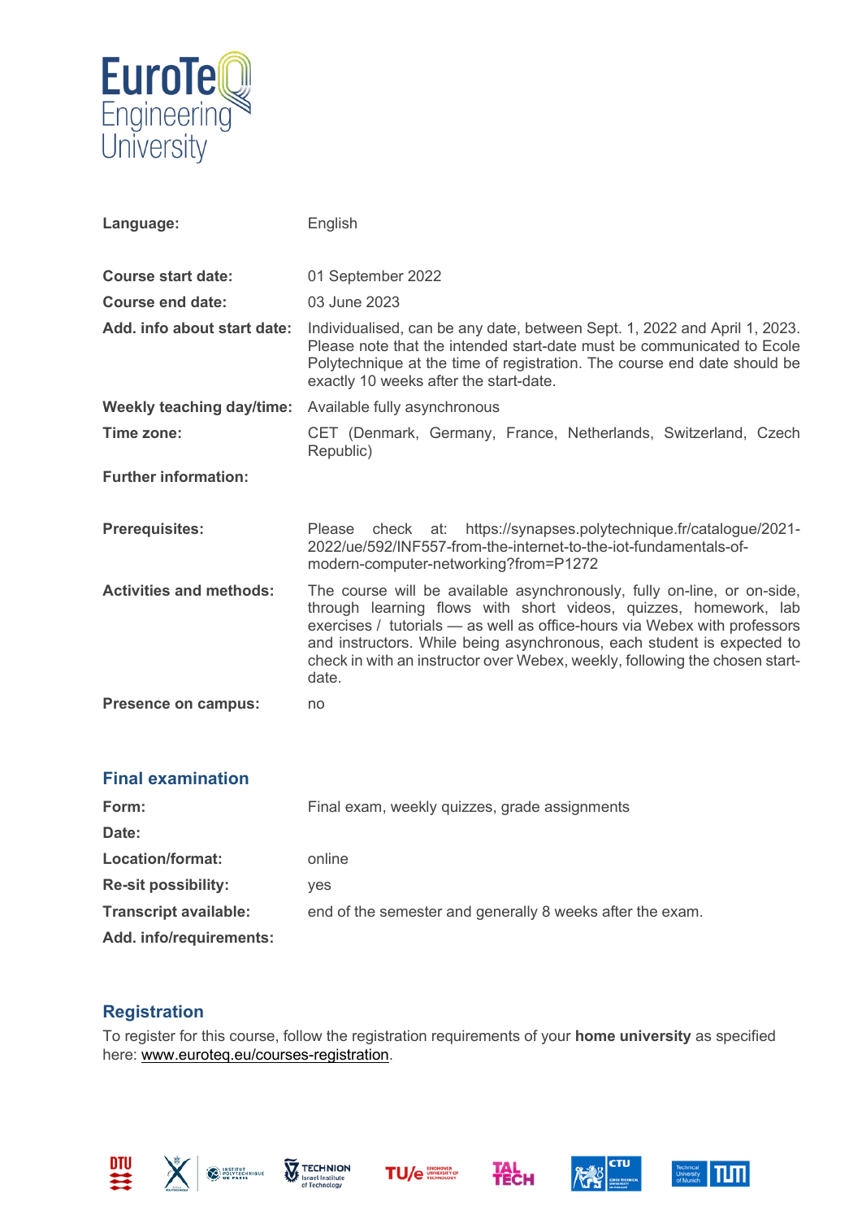| | |
|---|---|
| **Language:** | English |
| **Course start date:** | 01 September 2022 |
| **Course end date:** | 03 June 2023 |
| **Add. info about start date:** | Individualised, can be any date, between Sept. 1, 2022 and April 1, 2023. Please note that the intended start-date must be communicated to Ecole Polytechnique at the time of registration. The course end date should be exactly 10 weeks after the start-date. |
| **Weekly teaching day/time:** | Available fully asynchronous |
| **Time zone:** | CET (Denmark, Germany, France, Netherlands, Switzerland, Czech Republic) |
| **Further information:** | |
| **Prerequisites:** | Please check at: https://synapses.polytechnique.fr/catalogue/2021-2022/ue/592/INF557-from-the-internet-to-the-iot-fundamentals-of-modern-computer-networking?from=P1272 |
| **Activities and methods:** | The course will be available asynchronously, fully on-line, or on-side, through learning flows with short videos, quizzes, homework, lab exercises / tutorials — as well as office-hours via Webex with professors and instructors. While being asynchronous, each student is expected to check in with an instructor over Webex, weekly, following the chosen start-date. |
| **Presence on campus:** | no |

## Final examination

| | |
|---|---|
| **Form:** | Final exam, weekly quizzes, grade assignments |
| **Date:** | |
| **Location/format:** | online |
| **Re-sit possibility:** | yes |
| **Transcript available:** | end of the semester and generally 8 weeks after the exam. |
| **Add. info/requirements:** | |

## Registration

To register for this course, follow the registration requirements of your **home university** as specified here: www.euroteq.eu/courses-registration.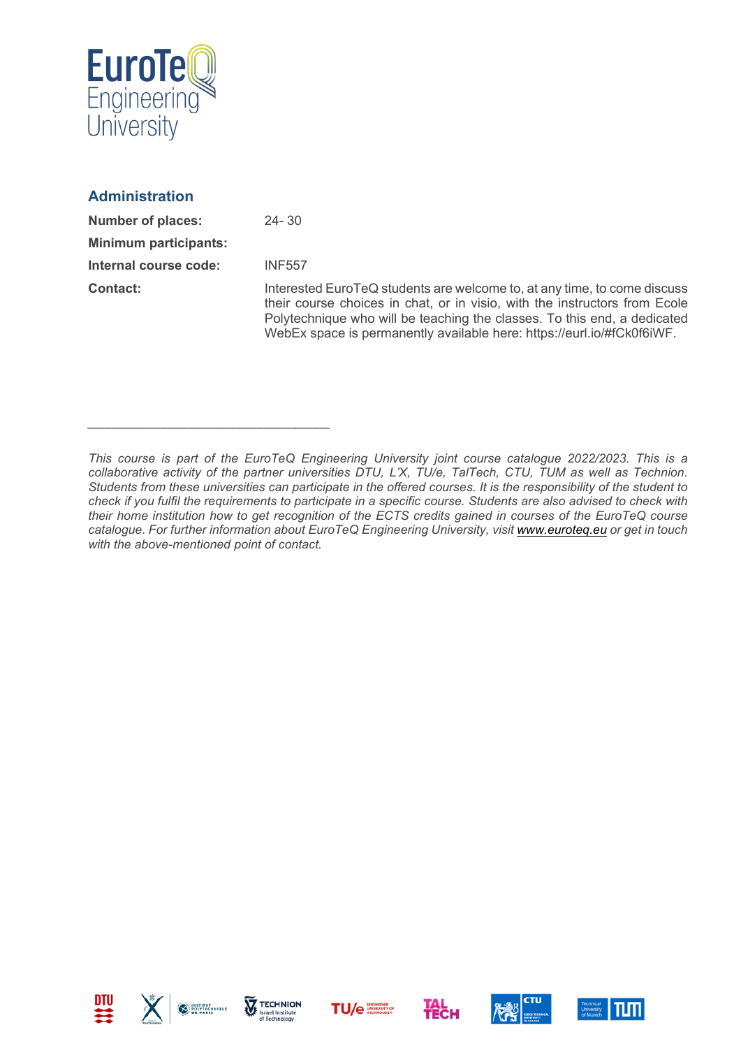## Administration

| | |
|---|---|
| **Number of places:** | 24- 30 |
| **Minimum participants:** | |
| **Internal course code:** | INF557 |
| **Contact:** | Interested EuroTeQ students are welcome to, at any time, to come discuss their course choices in chat, or in visio, with the instructors from Ecole Polytechnique who will be teaching the classes. To this end, a dedicated WebEx space is permanently available here: https://eurl.io/#fCk0f6iWF. |

___________________________________

*This course is part of the EuroTeQ Engineering University joint course catalogue 2022/2023. This is a collaborative activity of the partner universities DTU, L'X, TU/e, TalTech, CTU, TUM as well as Technion. Students from these universities can participate in the offered courses. It is the responsibility of the student to check if you fulfil the requirements to participate in a specific course. Students are also advised to check with their home institution how to get recognition of the ECTS credits gained in courses of the EuroTeQ course catalogue. For further information about EuroTeQ Engineering University, visit www.euroteq.eu or get in touch with the above-mentioned point of contact.*